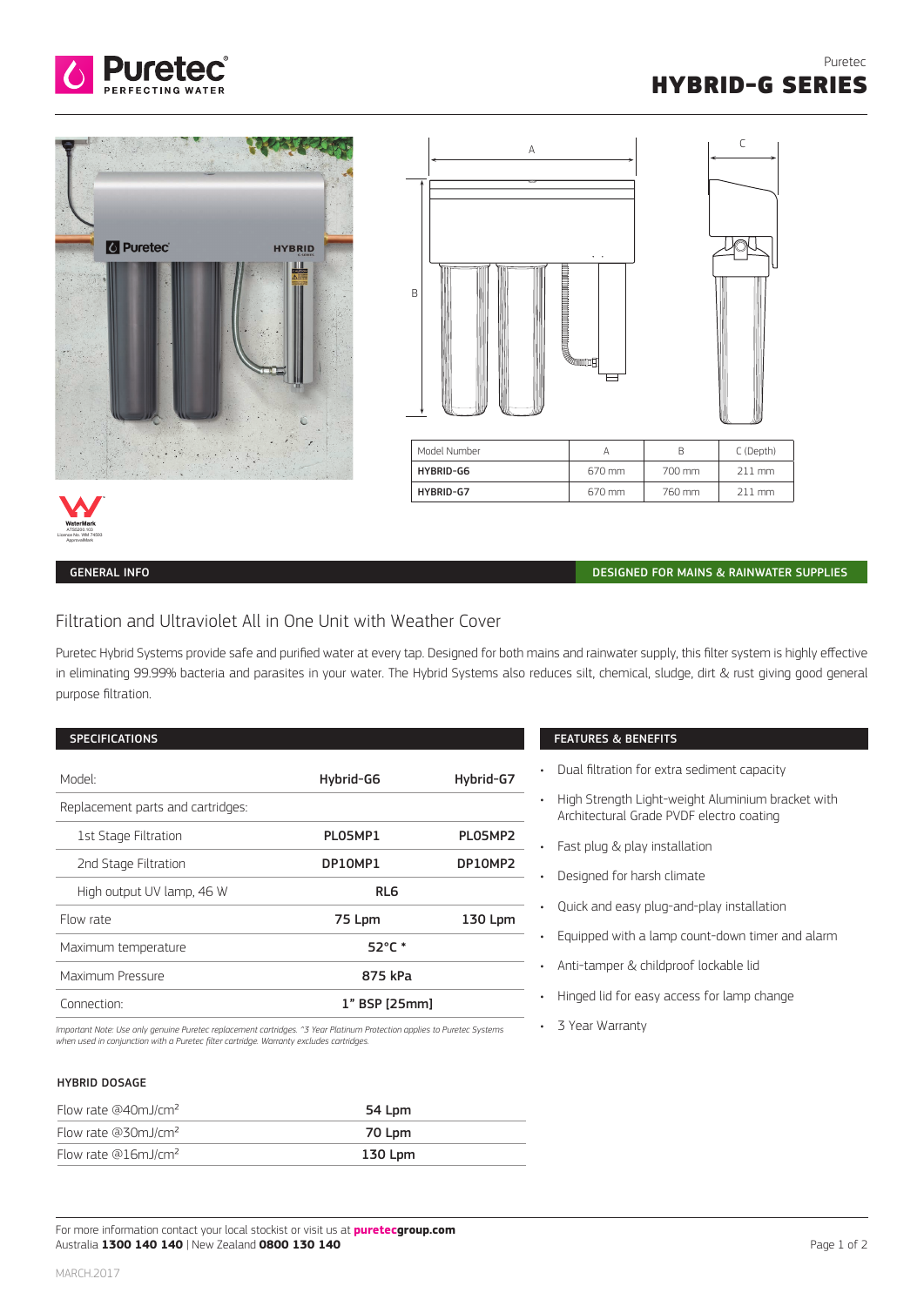Puretec

# HYBRID-G SERIES

| Model Number | A | B | C (Depth) |
|---|---|---|---|
| HYBRID-G6 | 670 mm | 700 mm | 211 mm |
| HYBRID-G7 | 670 mm | 760 mm | 211 mm |

WaterMark ATS5200.103 Licence No. WM 74593 ApprovalMark

**GENERAL INFO** | **DESIGNED FOR MAINS & RAINWATER SUPPLIES**

## Filtration and Ultraviolet All in One Unit with Weather Cover

Puretec Hybrid Systems provide safe and purified water at every tap. Designed for both mains and rainwater supply, this filter system is highly effective in eliminating 99.99% bacteria and parasites in your water. The Hybrid Systems also reduces silt, chemical, sludge, dirt & rust giving good general purpose filtration.

### SPECIFICATIONS

| Model: | Hybrid-G6 | Hybrid-G7 |
|---|---|---|
| Replacement parts and cartridges: | | |
| 1st Stage Filtration | PL05MP1 | PL05MP2 |
| 2nd Stage Filtration | DP10MP1 | DP10MP2 |
| High output UV lamp, 46 W | RL6 | |
| Flow rate | 75 Lpm | 130 Lpm |
| Maximum temperature | 52°C * | |
| Maximum Pressure | 875 kPa | |
| Connection: | 1" BSP [25mm] | |

*Important Note: Use only genuine Puretec replacement cartridges. ^3 Year Platinum Protection applies to Puretec Systems when used in conjunction with a Puretec filter cartridge. Warranty excludes cartridges.*

### HYBRID DOSAGE

| | |
|---|---|
| Flow rate @40mJ/cm² | 54 Lpm |
| Flow rate @30mJ/cm² | 70 Lpm |
| Flow rate @16mJ/cm² | 130 Lpm |

### FEATURES & BENEFITS

- Dual filtration for extra sediment capacity
- High Strength Light-weight Aluminium bracket with Architectural Grade PVDF electro coating
- Fast plug & play installation
- Designed for harsh climate
- Quick and easy plug-and-play installation
- Equipped with a lamp count-down timer and alarm
- Anti-tamper & childproof lockable lid
- Hinged lid for easy access for lamp change
- 3 Year Warranty

For more information contact your local stockist or visit us at **puretecgroup.com**
Australia **1300 140 140** | New Zealand **0800 130 140**

MARCH.2017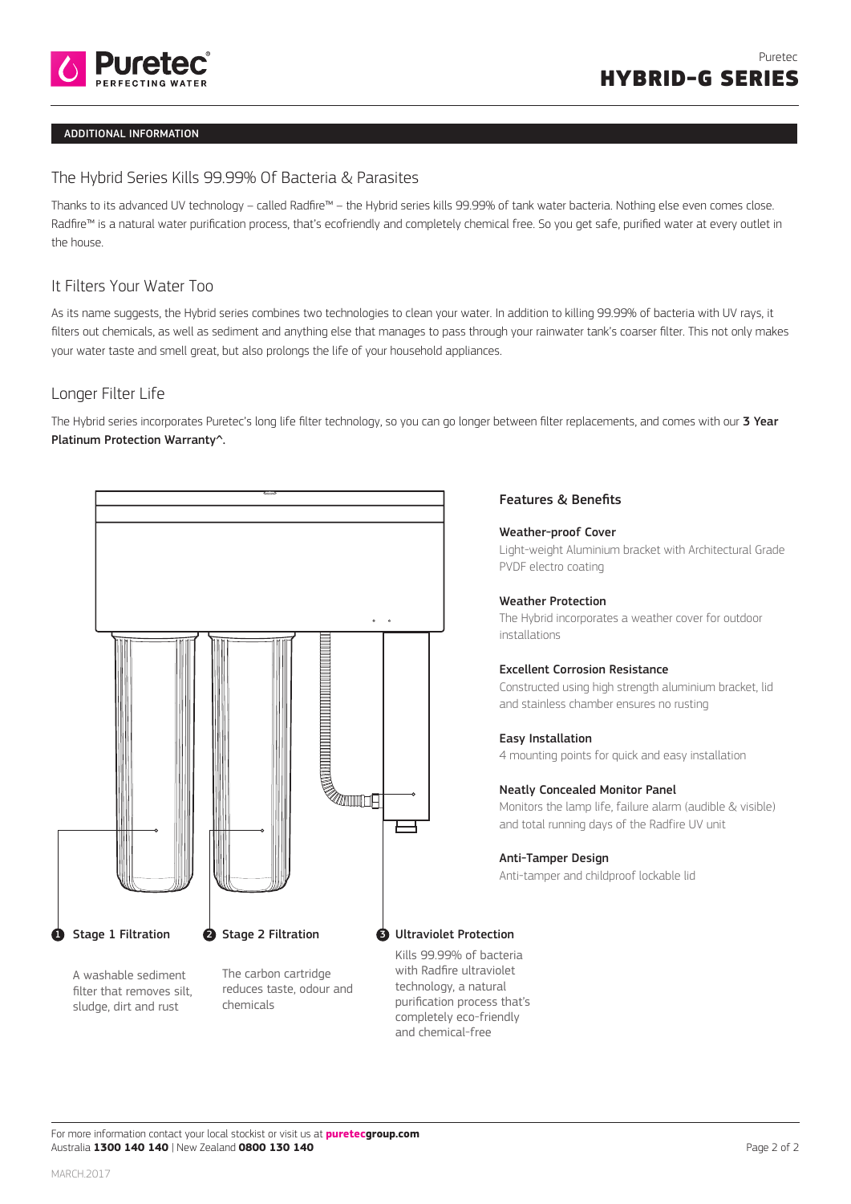## ADDITIONAL INFORMATION

### The Hybrid Series Kills 99.99% Of Bacteria & Parasites

Thanks to its advanced UV technology – called Radfire™ – the Hybrid series kills 99.99% of tank water bacteria. Nothing else even comes close. Radfire™ is a natural water purification process, that's ecofriendly and completely chemical free. So you get safe, purified water at every outlet in the house.

### It Filters Your Water Too

As its name suggests, the Hybrid series combines two technologies to clean your water. In addition to killing 99.99% of bacteria with UV rays, it filters out chemicals, as well as sediment and anything else that manages to pass through your rainwater tank's coarser filter. This not only makes your water taste and smell great, but also prolongs the life of your household appliances.

### Longer Filter Life

The Hybrid series incorporates Puretec's long life filter technology, so you can go longer between filter replacements, and comes with our **3 Year Platinum Protection Warranty^.**

**1 Stage 1 Filtration**

A washable sediment filter that removes silt, sludge, dirt and rust

**2 Stage 2 Filtration**

The carbon cartridge reduces taste, odour and chemicals

**3 Ultraviolet Protection**

Kills 99.99% of bacteria with Radfire ultraviolet technology, a natural purification process that's completely eco-friendly and chemical-free

### Features & Benefits

**Weather-proof Cover**

Light-weight Aluminium bracket with Architectural Grade PVDF electro coating

**Weather Protection**

The Hybrid incorporates a weather cover for outdoor installations

**Excellent Corrosion Resistance**

Constructed using high strength aluminium bracket, lid and stainless chamber ensures no rusting

**Easy Installation**

4 mounting points for quick and easy installation

**Neatly Concealed Monitor Panel**

Monitors the lamp life, failure alarm (audible & visible) and total running days of the Radfire UV unit

**Anti-Tamper Design**

Anti-tamper and childproof lockable lid

For more information contact your local stockist or visit us at **puretecgroup.com**
Australia **1300 140 140** | New Zealand **0800 130 140**

MARCH.2017